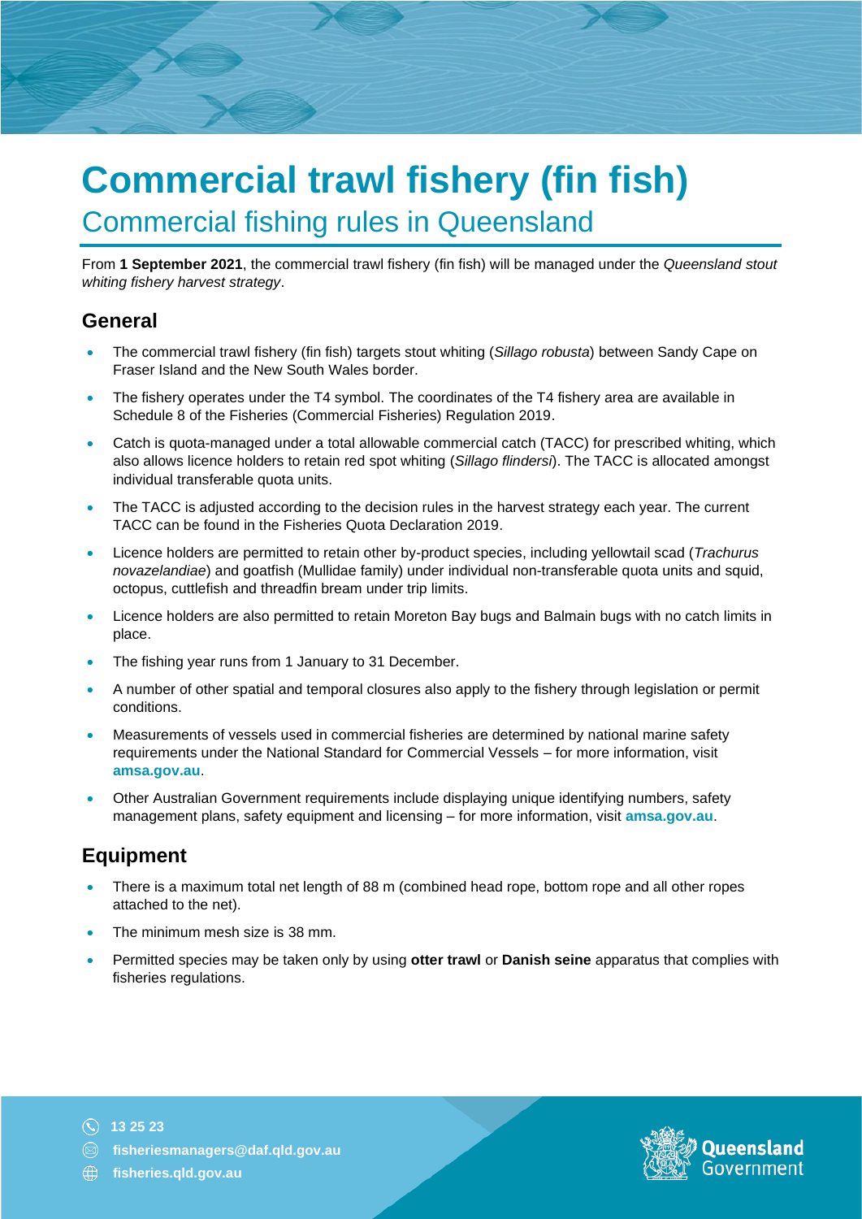# Commercial trawl fishery (fin fish)

## Commercial fishing rules in Queensland

From **1 September 2021**, the commercial trawl fishery (fin fish) will be managed under the *Queensland stout whiting fishery harvest strategy*.

## General

- The commercial trawl fishery (fin fish) targets stout whiting (*Sillago robusta*) between Sandy Cape on Fraser Island and the New South Wales border.
- The fishery operates under the T4 symbol. The coordinates of the T4 fishery area are available in Schedule 8 of the Fisheries (Commercial Fisheries) Regulation 2019.
- Catch is quota-managed under a total allowable commercial catch (TACC) for prescribed whiting, which also allows licence holders to retain red spot whiting (*Sillago flindersi*). The TACC is allocated amongst individual transferable quota units.
- The TACC is adjusted according to the decision rules in the harvest strategy each year. The current TACC can be found in the Fisheries Quota Declaration 2019.
- Licence holders are permitted to retain other by-product species, including yellowtail scad (*Trachurus novazelandiae*) and goatfish (Mullidae family) under individual non-transferable quota units and squid, octopus, cuttlefish and threadfin bream under trip limits.
- Licence holders are also permitted to retain Moreton Bay bugs and Balmain bugs with no catch limits in place.
- The fishing year runs from 1 January to 31 December.
- A number of other spatial and temporal closures also apply to the fishery through legislation or permit conditions.
- Measurements of vessels used in commercial fisheries are determined by national marine safety requirements under the National Standard for Commercial Vessels – for more information, visit **amsa.gov.au**.
- Other Australian Government requirements include displaying unique identifying numbers, safety management plans, safety equipment and licensing – for more information, visit **amsa.gov.au**.

## Equipment

- There is a maximum total net length of 88 m (combined head rope, bottom rope and all other ropes attached to the net).
- The minimum mesh size is 38 mm.
- Permitted species may be taken only by using **otter trawl** or **Danish seine** apparatus that complies with fisheries regulations.

13 25 23
fisheriesmanagers@daf.qld.gov.au
fisheries.qld.gov.au

Queensland Government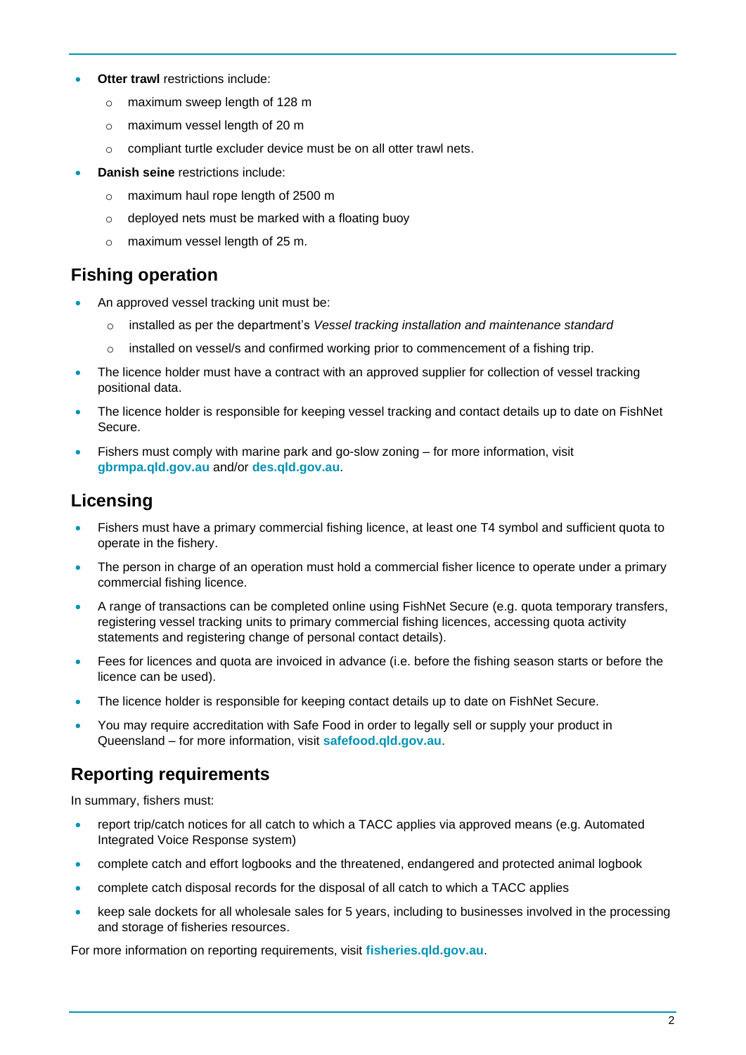- **Otter trawl** restrictions include:
    - maximum sweep length of 128 m
    - maximum vessel length of 20 m
    - compliant turtle excluder device must be on all otter trawl nets.
- **Danish seine** restrictions include:
    - maximum haul rope length of 2500 m
    - deployed nets must be marked with a floating buoy
    - maximum vessel length of 25 m.

## Fishing operation

- An approved vessel tracking unit must be:
    - installed as per the department's *Vessel tracking installation and maintenance standard*
    - installed on vessel/s and confirmed working prior to commencement of a fishing trip.
- The licence holder must have a contract with an approved supplier for collection of vessel tracking positional data.
- The licence holder is responsible for keeping vessel tracking and contact details up to date on FishNet Secure.
- Fishers must comply with marine park and go-slow zoning – for more information, visit **gbrmpa.qld.gov.au** and/or **des.qld.gov.au**.

## Licensing

- Fishers must have a primary commercial fishing licence, at least one T4 symbol and sufficient quota to operate in the fishery.
- The person in charge of an operation must hold a commercial fisher licence to operate under a primary commercial fishing licence.
- A range of transactions can be completed online using FishNet Secure (e.g. quota temporary transfers, registering vessel tracking units to primary commercial fishing licences, accessing quota activity statements and registering change of personal contact details).
- Fees for licences and quota are invoiced in advance (i.e. before the fishing season starts or before the licence can be used).
- The licence holder is responsible for keeping contact details up to date on FishNet Secure.
- You may require accreditation with Safe Food in order to legally sell or supply your product in Queensland – for more information, visit **safefood.qld.gov.au**.

## Reporting requirements

In summary, fishers must:

- report trip/catch notices for all catch to which a TACC applies via approved means (e.g. Automated Integrated Voice Response system)
- complete catch and effort logbooks and the threatened, endangered and protected animal logbook
- complete catch disposal records for the disposal of all catch to which a TACC applies
- keep sale dockets for all wholesale sales for 5 years, including to businesses involved in the processing and storage of fisheries resources.

For more information on reporting requirements, visit **fisheries.qld.gov.au**.